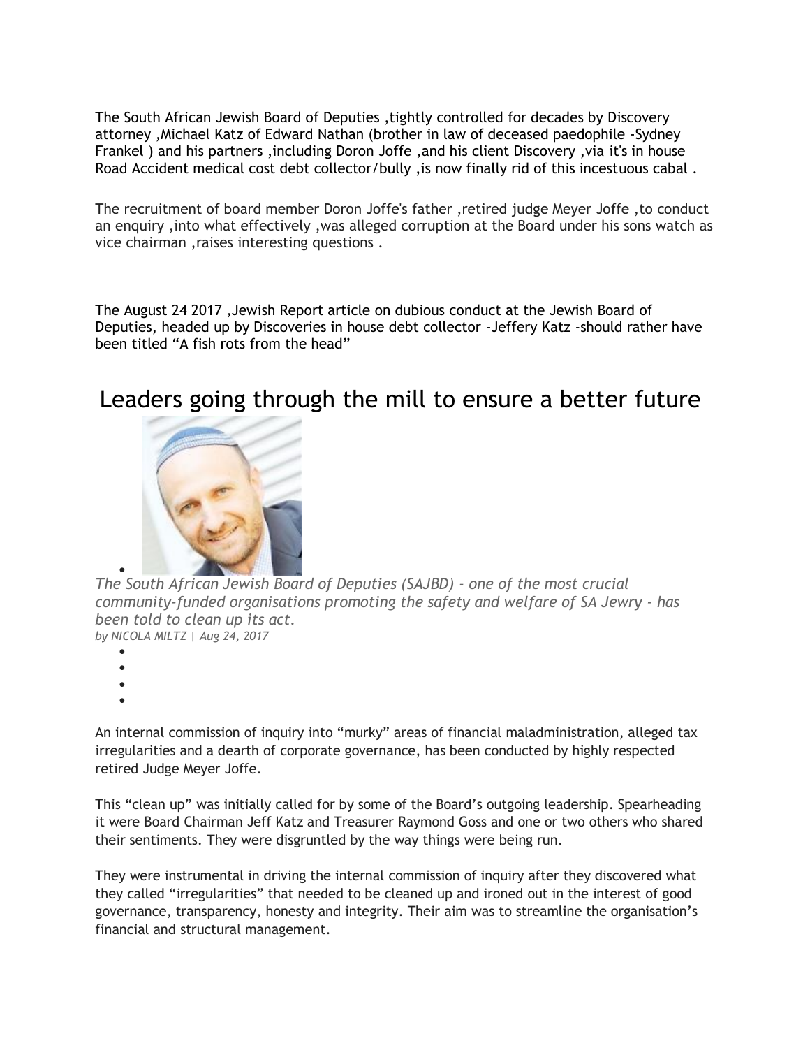The South African Jewish Board of Deputies ,tightly controlled for decades by Discovery attorney ,Michael Katz of Edward Nathan (brother in law of deceased paedophile -Sydney Frankel ) and his partners ,including Doron Joffe ,and his client Discovery ,via it's in house Road Accident medical cost debt collector/bully ,is now finally rid of this incestuous cabal .

The recruitment of board member Doron Joffe's father ,retired judge Meyer Joffe ,to conduct an enquiry ,into what effectively ,was alleged corruption at the Board under his sons watch as vice chairman ,raises interesting questions .

The August 24 2017 ,Jewish Report article on dubious conduct at the Jewish Board of Deputies, headed up by Discoveries in house debt collector -Jeffery Katz -should rather have been titled "A fish rots from the head"

# Leaders going through the mill to ensure a better future

*The South African Jewish Board of Deputies (SAJBD) - one of the most crucial community-funded organisations promoting the safety and welfare of SA Jewry - has been told to clean up its act.*

*by NICOLA MILTZ | Aug 24, 2017*

An internal commission of inquiry into "murky" areas of financial maladministration, alleged tax irregularities and a dearth of corporate governance, has been conducted by highly respected retired Judge Meyer Joffe.

This "clean up" was initially called for by some of the Board's outgoing leadership. Spearheading it were Board Chairman Jeff Katz and Treasurer Raymond Goss and one or two others who shared their sentiments. They were disgruntled by the way things were being run.

They were instrumental in driving the internal commission of inquiry after they discovered what they called "irregularities" that needed to be cleaned up and ironed out in the interest of good governance, transparency, honesty and integrity. Their aim was to streamline the organisation's financial and structural management.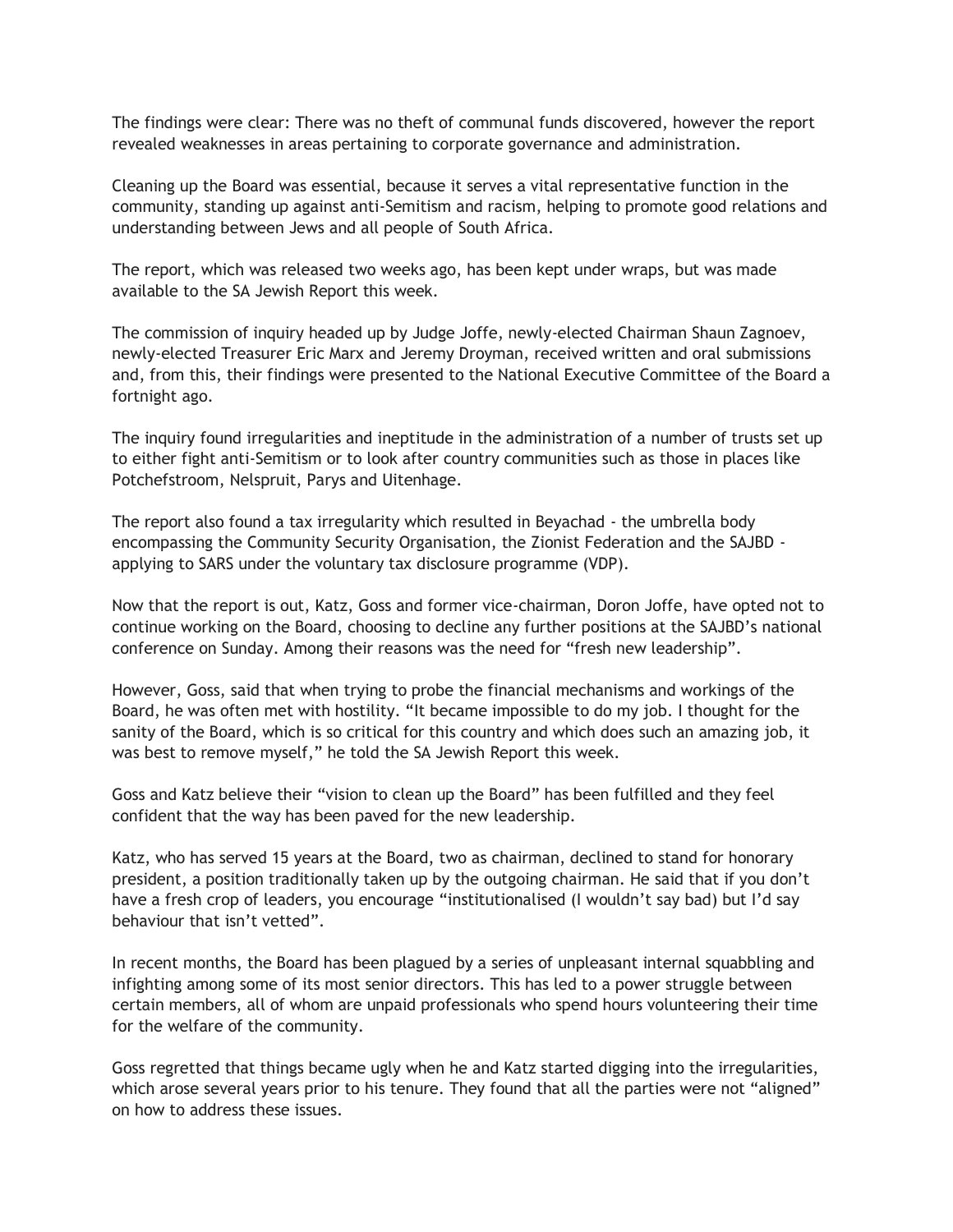The findings were clear: There was no theft of communal funds discovered, however the report revealed weaknesses in areas pertaining to corporate governance and administration.

Cleaning up the Board was essential, because it serves a vital representative function in the community, standing up against anti-Semitism and racism, helping to promote good relations and understanding between Jews and all people of South Africa.

The report, which was released two weeks ago, has been kept under wraps, but was made available to the SA Jewish Report this week.

The commission of inquiry headed up by Judge Joffe, newly-elected Chairman Shaun Zagnoev, newly-elected Treasurer Eric Marx and Jeremy Droyman, received written and oral submissions and, from this, their findings were presented to the National Executive Committee of the Board a fortnight ago.

The inquiry found irregularities and ineptitude in the administration of a number of trusts set up to either fight anti-Semitism or to look after country communities such as those in places like Potchefstroom, Nelspruit, Parys and Uitenhage.

The report also found a tax irregularity which resulted in Beyachad - the umbrella body encompassing the Community Security Organisation, the Zionist Federation and the SAJBD - applying to SARS under the voluntary tax disclosure programme (VDP).

Now that the report is out, Katz, Goss and former vice-chairman, Doron Joffe, have opted not to continue working on the Board, choosing to decline any further positions at the SAJBD's national conference on Sunday. Among their reasons was the need for "fresh new leadership".

However, Goss, said that when trying to probe the financial mechanisms and workings of the Board, he was often met with hostility. "It became impossible to do my job. I thought for the sanity of the Board, which is so critical for this country and which does such an amazing job, it was best to remove myself," he told the SA Jewish Report this week.

Goss and Katz believe their "vision to clean up the Board" has been fulfilled and they feel confident that the way has been paved for the new leadership.

Katz, who has served 15 years at the Board, two as chairman, declined to stand for honorary president, a position traditionally taken up by the outgoing chairman. He said that if you don't have a fresh crop of leaders, you encourage "institutionalised (I wouldn't say bad) but I'd say behaviour that isn't vetted".

In recent months, the Board has been plagued by a series of unpleasant internal squabbling and infighting among some of its most senior directors. This has led to a power struggle between certain members, all of whom are unpaid professionals who spend hours volunteering their time for the welfare of the community.

Goss regretted that things became ugly when he and Katz started digging into the irregularities, which arose several years prior to his tenure. They found that all the parties were not "aligned" on how to address these issues.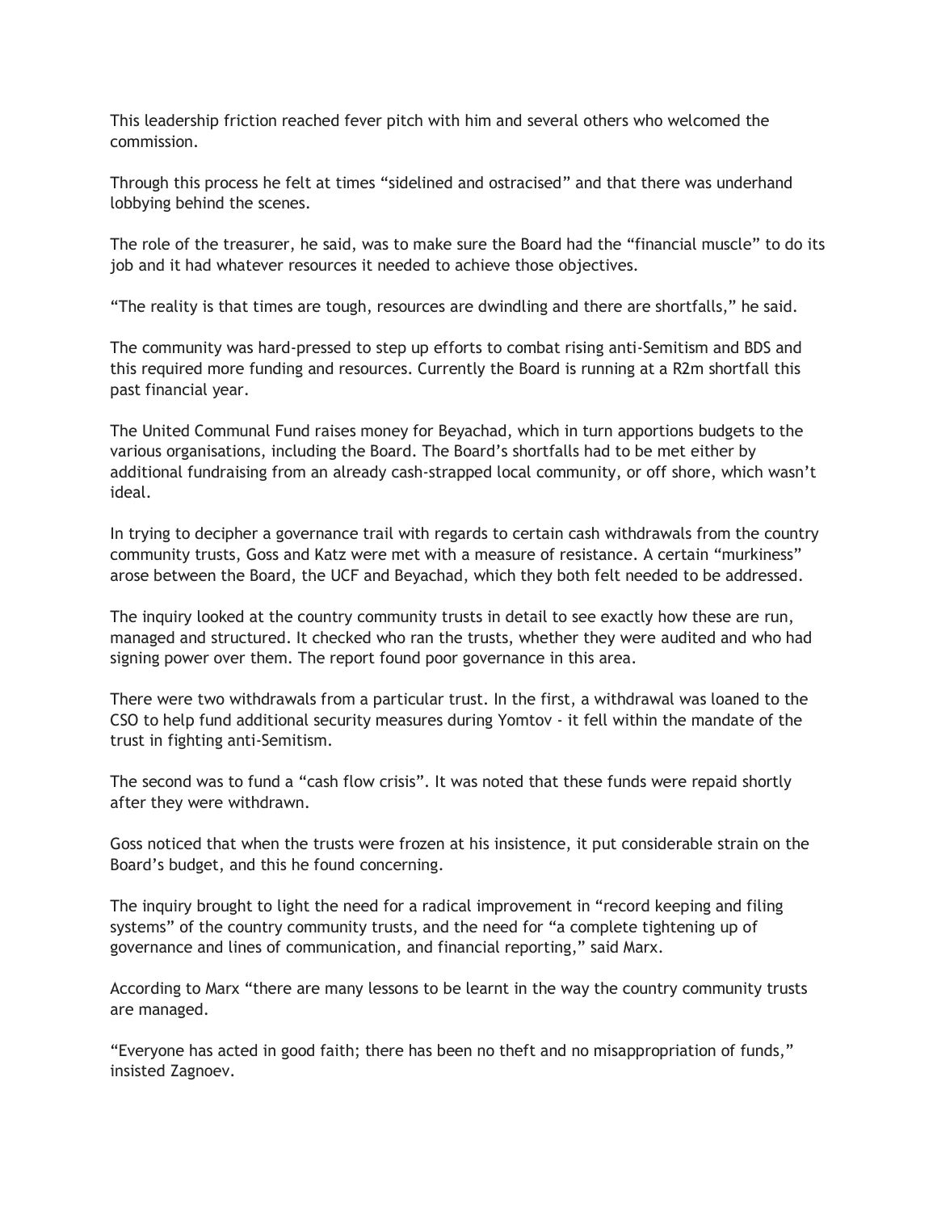This leadership friction reached fever pitch with him and several others who welcomed the commission.

Through this process he felt at times "sidelined and ostracised" and that there was underhand lobbying behind the scenes.

The role of the treasurer, he said, was to make sure the Board had the "financial muscle" to do its job and it had whatever resources it needed to achieve those objectives.

"The reality is that times are tough, resources are dwindling and there are shortfalls," he said.

The community was hard-pressed to step up efforts to combat rising anti-Semitism and BDS and this required more funding and resources. Currently the Board is running at a R2m shortfall this past financial year.

The United Communal Fund raises money for Beyachad, which in turn apportions budgets to the various organisations, including the Board. The Board's shortfalls had to be met either by additional fundraising from an already cash-strapped local community, or off shore, which wasn't ideal.

In trying to decipher a governance trail with regards to certain cash withdrawals from the country community trusts, Goss and Katz were met with a measure of resistance. A certain "murkiness" arose between the Board, the UCF and Beyachad, which they both felt needed to be addressed.

The inquiry looked at the country community trusts in detail to see exactly how these are run, managed and structured. It checked who ran the trusts, whether they were audited and who had signing power over them. The report found poor governance in this area.

There were two withdrawals from a particular trust. In the first, a withdrawal was loaned to the CSO to help fund additional security measures during Yomtov - it fell within the mandate of the trust in fighting anti-Semitism.

The second was to fund a "cash flow crisis". It was noted that these funds were repaid shortly after they were withdrawn.

Goss noticed that when the trusts were frozen at his insistence, it put considerable strain on the Board's budget, and this he found concerning.

The inquiry brought to light the need for a radical improvement in "record keeping and filing systems" of the country community trusts, and the need for "a complete tightening up of governance and lines of communication, and financial reporting," said Marx.

According to Marx "there are many lessons to be learnt in the way the country community trusts are managed.

"Everyone has acted in good faith; there has been no theft and no misappropriation of funds," insisted Zagnoev.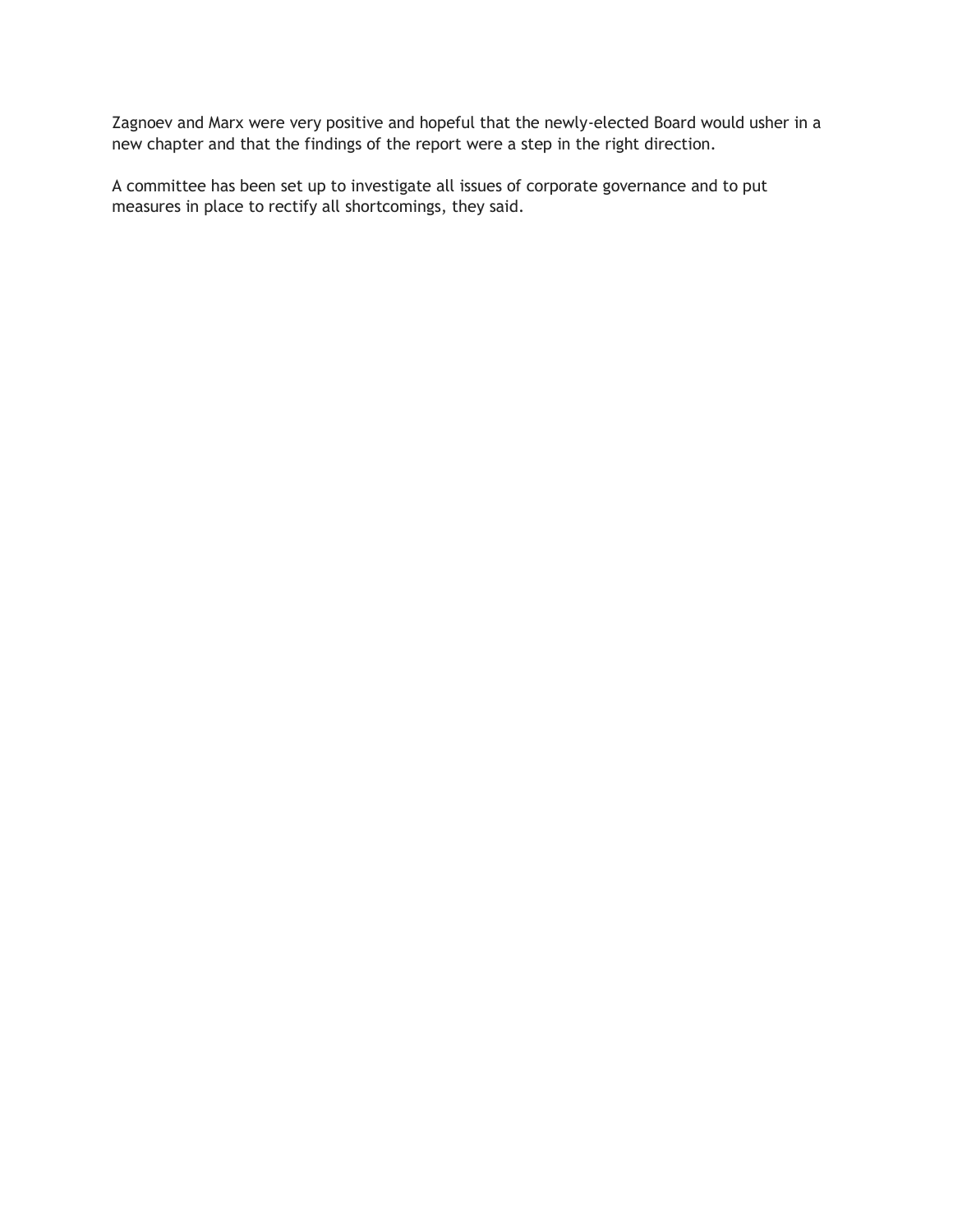Zagnoev and Marx were very positive and hopeful that the newly-elected Board would usher in a new chapter and that the findings of the report were a step in the right direction.

A committee has been set up to investigate all issues of corporate governance and to put measures in place to rectify all shortcomings, they said.